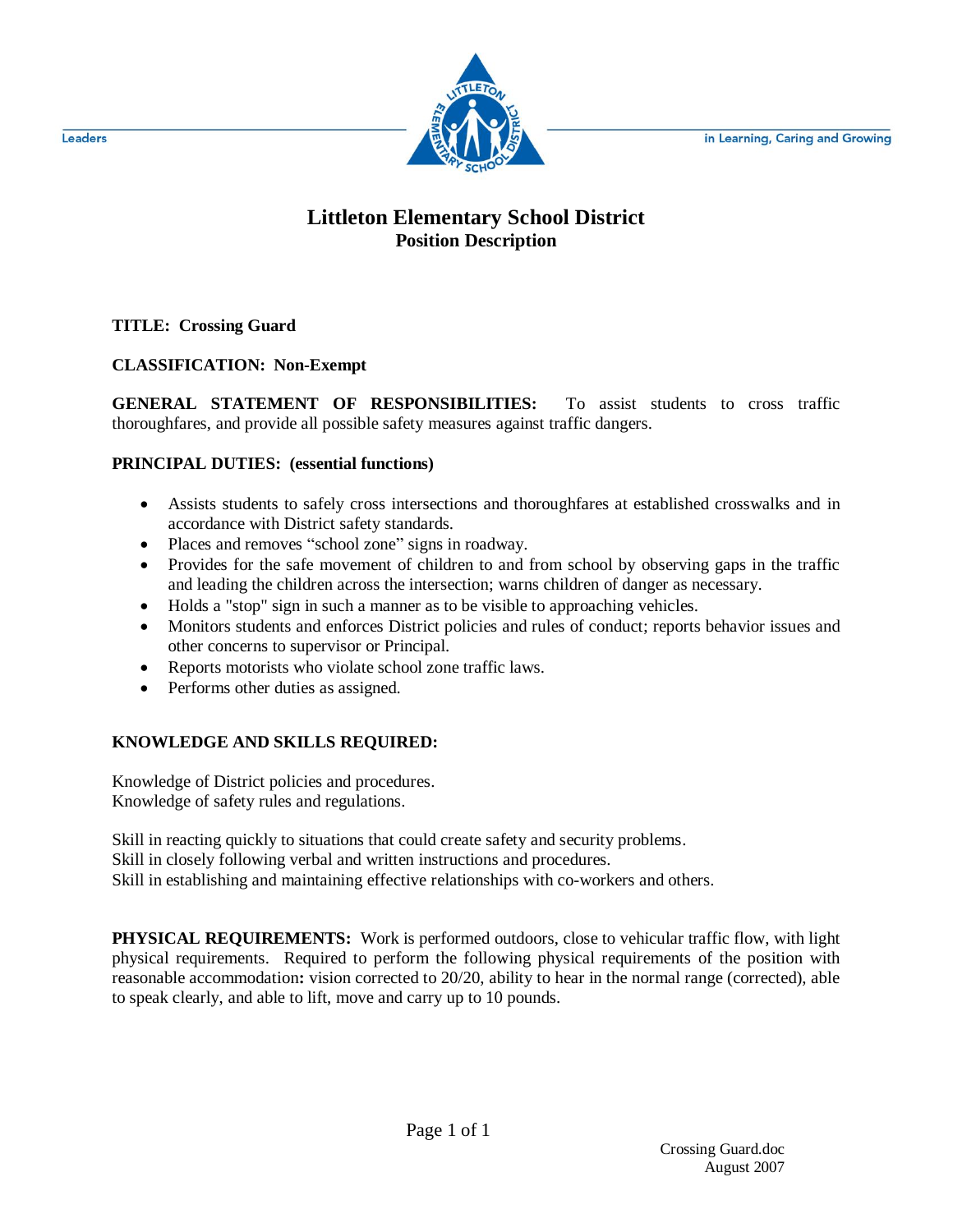Leaders in Learning, Caring and Growing

# Littleton Elementary School District

## Position Description

**TITLE: Crossing Guard**

**CLASSIFICATION: Non-Exempt**

**GENERAL STATEMENT OF RESPONSIBILITIES:** To assist students to cross traffic thoroughfares, and provide all possible safety measures against traffic dangers.

**PRINCIPAL DUTIES: (essential functions)**

- Assists students to safely cross intersections and thoroughfares at established crosswalks and in accordance with District safety standards.
- Places and removes "school zone" signs in roadway.
- Provides for the safe movement of children to and from school by observing gaps in the traffic and leading the children across the intersection; warns children of danger as necessary.
- Holds a "stop" sign in such a manner as to be visible to approaching vehicles.
- Monitors students and enforces District policies and rules of conduct; reports behavior issues and other concerns to supervisor or Principal.
- Reports motorists who violate school zone traffic laws.
- Performs other duties as assigned.

**KNOWLEDGE AND SKILLS REQUIRED:**

Knowledge of District policies and procedures.
Knowledge of safety rules and regulations.

Skill in reacting quickly to situations that could create safety and security problems.
Skill in closely following verbal and written instructions and procedures.
Skill in establishing and maintaining effective relationships with co-workers and others.

**PHYSICAL REQUIREMENTS:** Work is performed outdoors, close to vehicular traffic flow, with light physical requirements. Required to perform the following physical requirements of the position with reasonable accommodation**:** vision corrected to 20/20, ability to hear in the normal range (corrected), able to speak clearly, and able to lift, move and carry up to 10 pounds.

Crossing Guard.doc
August 2007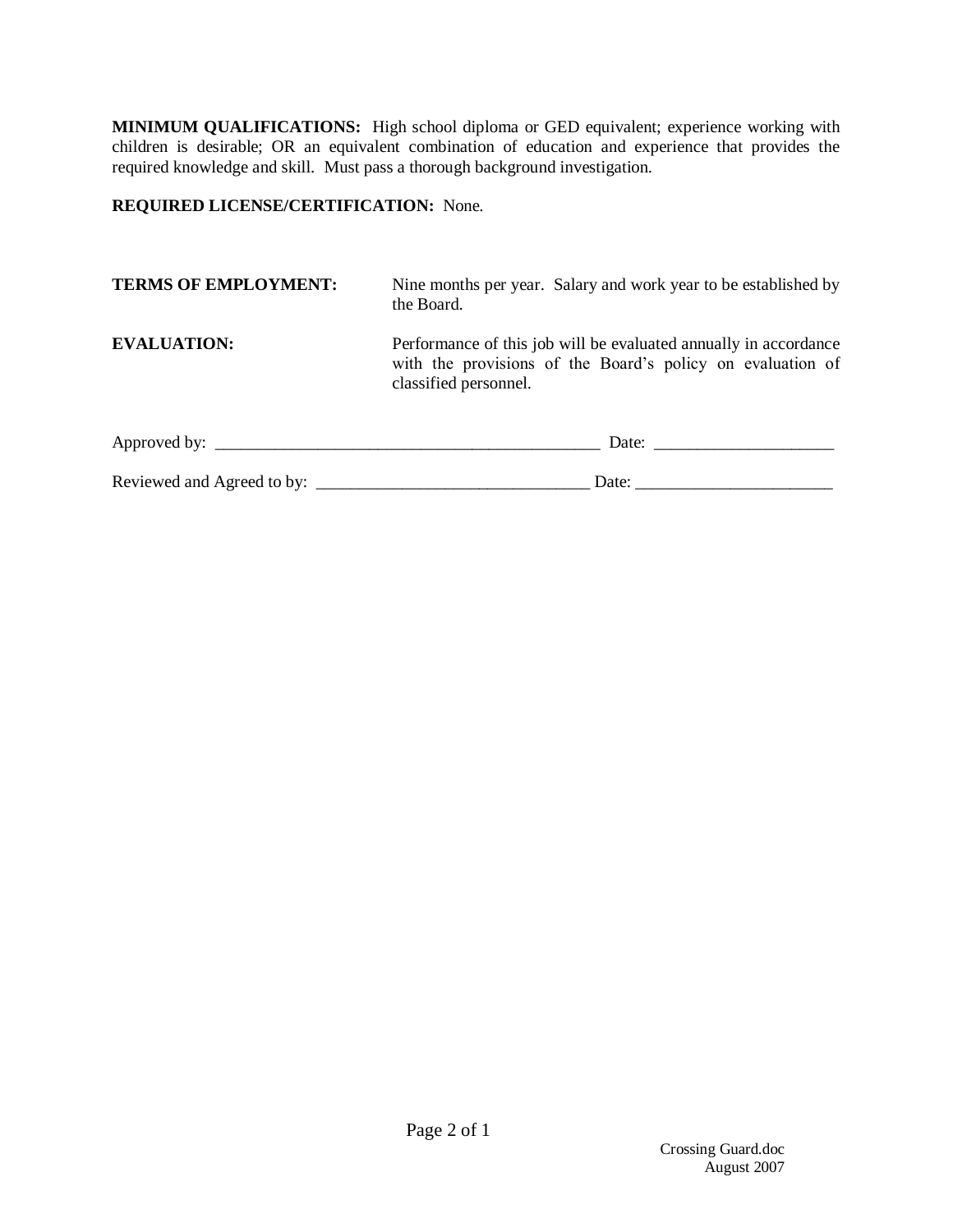**MINIMUM QUALIFICATIONS:** High school diploma or GED equivalent; experience working with children is desirable; OR an equivalent combination of education and experience that provides the required knowledge and skill. Must pass a thorough background investigation.

**REQUIRED LICENSE/CERTIFICATION:** None.

| | |
|---|---|
| **TERMS OF EMPLOYMENT:** | Nine months per year. Salary and work year to be established by the Board. |
| **EVALUATION:** | Performance of this job will be evaluated annually in accordance with the provisions of the Board's policy on evaluation of classified personnel. |

Approved by: _______________________________________________ Date: _____________________

Reviewed and Agreed to by: ________________________________ Date: _______________________